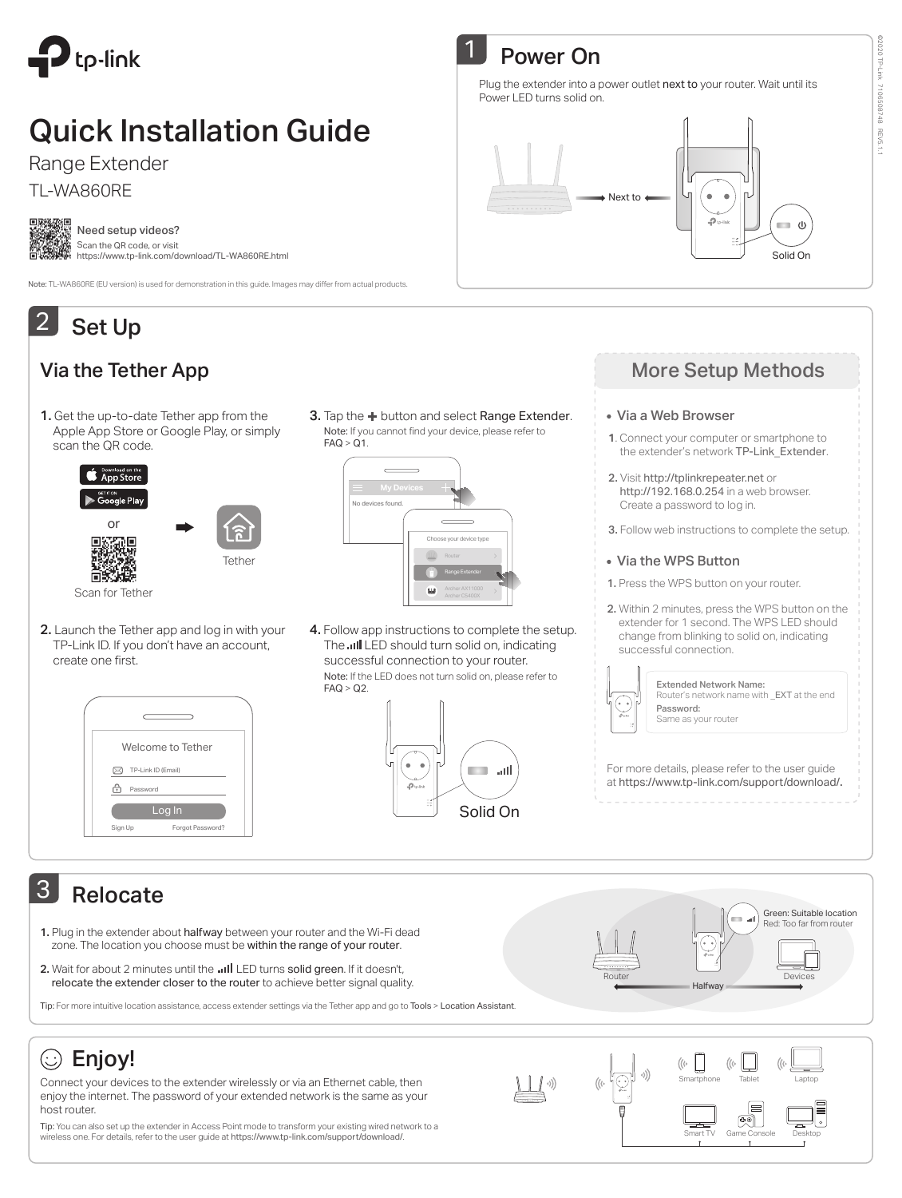# Quick Installation Guide

Range Extender

TL-WA860RE

**Need setup videos?**
Scan the QR code, or visit
https://www.tp-link.com/download/TL-WA860RE.html

Note: TL-WA860RE (EU version) is used for demonstration in this guide. Images may differ from actual products.

## 1 Power On

Plug the extender into a power outlet **next to** your router. Wait until its Power LED turns solid on.

Next to

Solid On

## 2 Set Up

### Via the Tether App

1. Get the up-to-date Tether app from the Apple App Store or Google Play, or simply scan the QR code.

   Download on the App Store
   GET IT ON Google Play
   or
   Scan for Tether
   Tether

2. Launch the Tether app and log in with your TP-Link ID. If you don't have an account, create one first.

   Welcome to Tether
   TP-Link ID (Email)
   Password
   Log In
   Sign Up
   Forgot Password?

3. Tap the + button and select Range Extender.
   Note: If you cannot find your device, please refer to FAQ > Q1.

   My Devices
   No devices found.
   Choose your device type
   Router
   Range Extender
   Archer AX11000 Archer C5400X

4. Follow app instructions to complete the setup. The LED should turn solid on, indicating successful connection to your router.
   Note: If the LED does not turn solid on, please refer to FAQ > Q2.

   Solid On

### More Setup Methods

- **Via a Web Browser**

1. Connect your computer or smartphone to the extender's network TP-Link_Extender.
2. Visit http://tplinkrepeater.net or http://192.168.0.254 in a web browser. Create a password to log in.
3. Follow web instructions to complete the setup.

- **Via the WPS Button**

1. Press the WPS button on your router.
2. Within 2 minutes, press the WPS button on the extender for 1 second. The WPS LED should change from blinking to solid on, indicating successful connection.

**Extended Network Name:**
Router's network name with _EXT at the end
**Password:**
Same as your router

For more details, please refer to the user guide at https://www.tp-link.com/support/download/.

## 3 Relocate

1. Plug in the extender about **halfway** between your router and the Wi-Fi dead zone. The location you choose must be **within the range of your router**.
2. Wait for about 2 minutes until the LED turns **solid green**. If it doesn't, **relocate the extender closer to the router** to achieve better signal quality.

Tip: For more intuitive location assistance, access extender settings via the Tether app and go to Tools > Location Assistant.

Green: Suitable location
Red: Too far from router

Router Halfway Devices

## ☺ Enjoy!

Connect your devices to the extender wirelessly or via an Ethernet cable, then enjoy the internet. The password of your extended network is the same as your host router.

Tip: You can also set up the extender in Access Point mode to transform your existing wired network to a wireless one. For details, refer to the user guide at https://www.tp-link.com/support/download/.

Smartphone Tablet Laptop
Smart TV Game Console Desktop

©2020 TP-Link 7106508748 REV5.1.1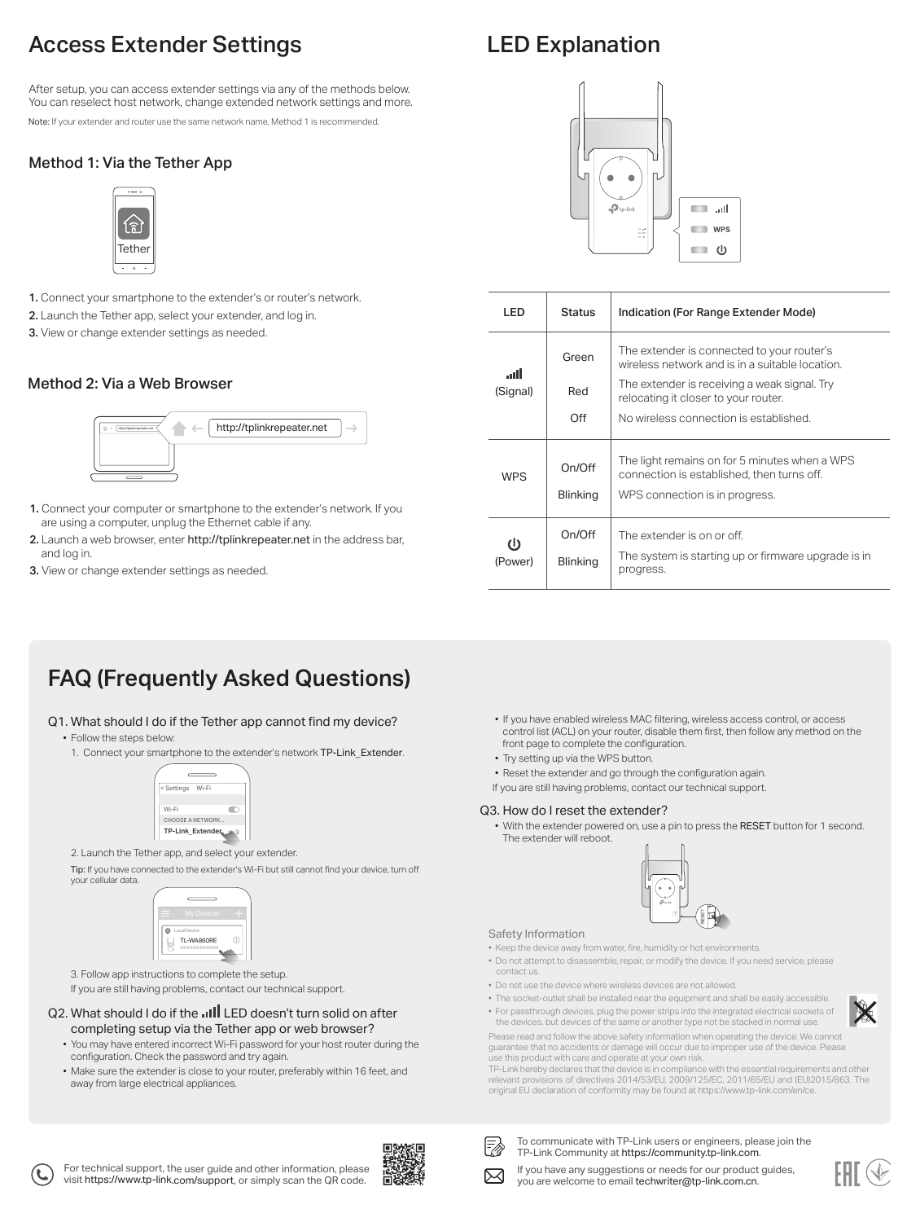# Access Extender Settings

After setup, you can access extender settings via any of the methods below. You can reselect host network, change extended network settings and more.

Note: If your extender and router use the same network name, Method 1 is recommended.

## Method 1: Via the Tether App

Tether

1. Connect your smartphone to the extender's or router's network.
2. Launch the Tether app, select your extender, and log in.
3. View or change extender settings as needed.

## Method 2: Via a Web Browser

http://tplinkrepeater.net

1. Connect your computer or smartphone to the extender's network. If you are using a computer, unplug the Ethernet cable if any.
2. Launch a web browser, enter http://tplinkrepeater.net in the address bar, and log in.
3. View or change extender settings as needed.

# LED Explanation

| LED | Status | Indication (For Range Extender Mode) |
|---|---|---|
| (Signal) | Green | The extender is connected to your router's wireless network and is in a suitable location. |
| | Red | The extender is receiving a weak signal. Try relocating it closer to your router. |
| | Off | No wireless connection is established. |
| WPS | On/Off | The light remains on for 5 minutes when a WPS connection is established, then turns off. |
| | Blinking | WPS connection is in progress. |
| (Power) | On/Off | The extender is on or off. |
| | Blinking | The system is starting up or firmware upgrade is in progress. |

# FAQ (Frequently Asked Questions)

## Q1. What should I do if the Tether app cannot find my device?

- Follow the steps below:
  1. Connect your smartphone to the extender's network TP-Link_Extender.
  2. Launch the Tether app, and select your extender.

     Tip: If you have connected to the extender's Wi-Fi but still cannot find your device, turn off your cellular data.
  3. Follow app instructions to complete the setup.

  If you are still having problems, contact our technical support.

## Q2. What should I do if the LED doesn't turn solid on after completing setup via the Tether app or web browser?

- You may have entered incorrect Wi-Fi password for your host router during the configuration. Check the password and try again.
- Make sure the extender is close to your router, preferably within 16 feet, and away from large electrical appliances.
- If you have enabled wireless MAC filtering, wireless access control, or access control list (ACL) on your router, disable them first, then follow any method on the front page to complete the configuration.
- Try setting up via the WPS button.
- Reset the extender and go through the configuration again.

If you are still having problems, contact our technical support.

## Q3. How do I reset the extender?

- With the extender powered on, use a pin to press the RESET button for 1 second. The extender will reboot.

### Safety Information

- Keep the device away from water, fire, humidity or hot environments.
- Do not attempt to disassemble, repair, or modify the device. If you need service, please contact us.
- Do not use the device where wireless devices are not allowed.
- The socket-outlet shall be installed near the equipment and shall be easily accessible.
- For passthrough devices, plug the power strips into the integrated electrical sockets of the devices, but devices of the same or another type not be stacked in normal use.

Please read and follow the above safety information when operating the device. We cannot guarantee that no accidents or damage will occur due to improper use of the device. Please use this product with care and operate at your own risk.

TP-Link hereby declares that the device is in compliance with the essential requirements and other relevant provisions of directives 2014/53/EU, 2009/125/EC, 2011/65/EU and (EU)2015/863. The original EU declaration of conformity may be found at https://www.tp-link.com/en/ce.

For technical support, the user guide and other information, please visit https://www.tp-link.com/support, or simply scan the QR code.

To communicate with TP-Link users or engineers, please join the TP-Link Community at https://community.tp-link.com.

If you have any suggestions or needs for our product guides, you are welcome to email techwriter@tp-link.com.cn.